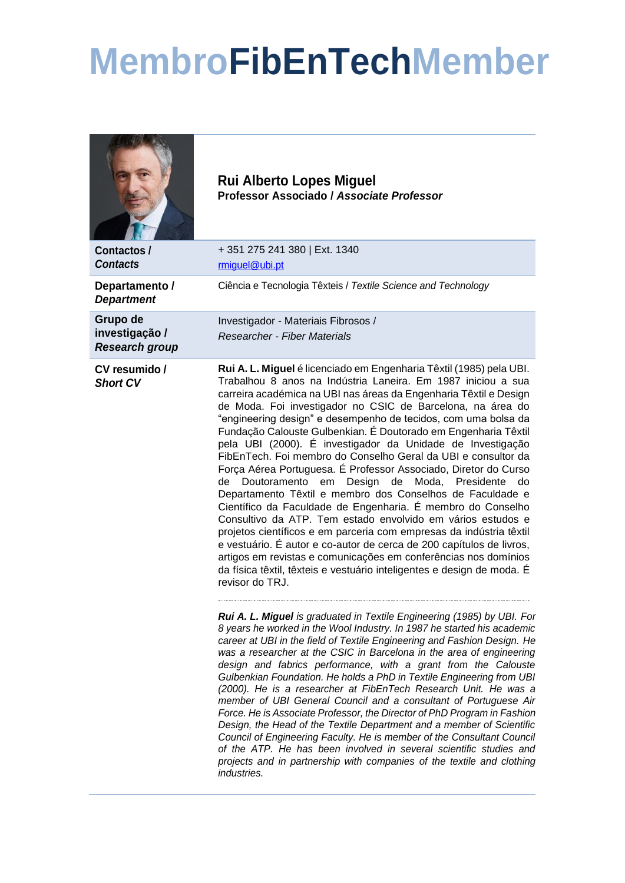# MembroFibEnTechMember

**Rui Alberto Lopes Miguel**
**Professor Associado / *Associate Professor***

| | |
|---|---|
| **Contactos / *Contacts*** | + 351 275 241 380 \| Ext. 1340<br>rmiguel@ubi.pt |
| **Departamento / *Department*** | Ciência e Tecnologia Têxteis / *Textile Science and Technology* |
| **Grupo de investigação / *Research group*** | Investigador - Materiais Fibrosos /<br>*Researcher - Fiber Materials* |
| **CV resumido / *Short CV*** | **Rui A. L. Miguel** é licenciado em Engenharia Têxtil (1985) pela UBI. Trabalhou 8 anos na Indústria Laneira. Em 1987 iniciou a sua carreira académica na UBI nas áreas da Engenharia Têxtil e Design de Moda. Foi investigador no CSIC de Barcelona, na área do "engineering design" e desempenho de tecidos, com uma bolsa da Fundação Calouste Gulbenkian. É Doutorado em Engenharia Têxtil pela UBI (2000). É investigador da Unidade de Investigação FibEnTech. Foi membro do Conselho Geral da UBI e consultor da Força Aérea Portuguesa. É Professor Associado, Diretor do Curso de Doutoramento em Design de Moda, Presidente do Departamento Têxtil e membro dos Conselhos de Faculdade e Científico da Faculdade de Engenharia. É membro do Conselho Consultivo da ATP. Tem estado envolvido em vários estudos e projetos científicos e em parceria com empresas da indústria têxtil e vestuário. É autor e co-autor de cerca de 200 capítulos de livros, artigos em revistas e comunicações em conferências nos domínios da física têxtil, têxteis e vestuário inteligentes e design de moda. É revisor do TRJ.<br><br>***Rui A. L. Miguel** is graduated in Textile Engineering (1985) by UBI. For 8 years he worked in the Wool Industry. In 1987 he started his academic career at UBI in the field of Textile Engineering and Fashion Design. He was a researcher at the CSIC in Barcelona in the area of engineering design and fabrics performance, with a grant from the Calouste Gulbenkian Foundation. He holds a PhD in Textile Engineering from UBI (2000). He is a researcher at FibEnTech Research Unit. He was a member of UBI General Council and a consultant of Portuguese Air Force. He is Associate Professor, the Director of PhD Program in Fashion Design, the Head of the Textile Department and a member of Scientific Council of Engineering Faculty. He is member of the Consultant Council of the ATP. He has been involved in several scientific studies and projects and in partnership with companies of the textile and clothing industries.* |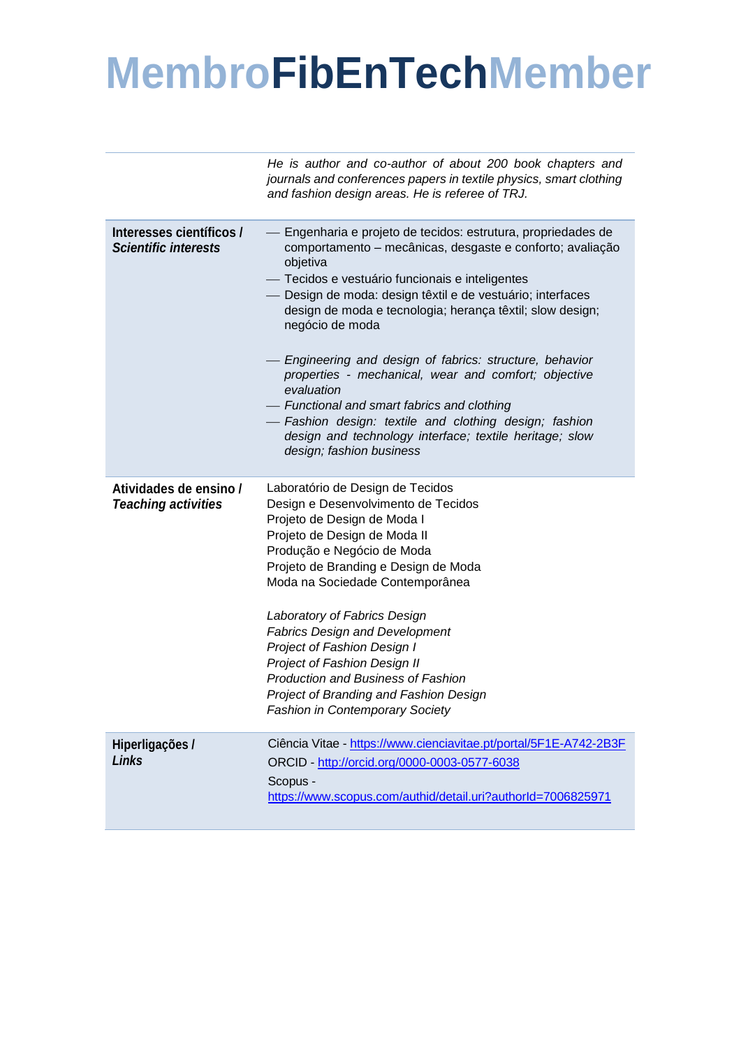# MembroFibEnTechMember

| | |
|---|---|
| | *He is author and co-author of about 200 book chapters and journals and conferences papers in textile physics, smart clothing and fashion design areas. He is referee of TRJ.* |
| **Interesses científicos /** ***Scientific interests*** | — Engenharia e projeto de tecidos: estrutura, propriedades de comportamento – mecânicas, desgaste e conforto; avaliação objetiva<br>— Tecidos e vestuário funcionais e inteligentes<br>— Design de moda: design têxtil e de vestuário; interfaces design de moda e tecnologia; herança têxtil; slow design; negócio de moda<br><br>— *Engineering and design of fabrics: structure, behavior properties - mechanical, wear and comfort; objective evaluation*<br>— *Functional and smart fabrics and clothing*<br>— *Fashion design: textile and clothing design; fashion design and technology interface; textile heritage; slow design; fashion business* |
| **Atividades de ensino /** ***Teaching activities*** | Laboratório de Design de Tecidos<br>Design e Desenvolvimento de Tecidos<br>Projeto de Design de Moda I<br>Projeto de Design de Moda II<br>Produção e Negócio de Moda<br>Projeto de Branding e Design de Moda<br>Moda na Sociedade Contemporânea<br><br>*Laboratory of Fabrics Design*<br>*Fabrics Design and Development*<br>*Project of Fashion Design I*<br>*Project of Fashion Design II*<br>*Production and Business of Fashion*<br>*Project of Branding and Fashion Design*<br>*Fashion in Contemporary Society* |
| **Hiperligações /** ***Links*** | Ciência Vitae - https://www.cienciavitae.pt/portal/5F1E-A742-2B3F<br>ORCID - http://orcid.org/0000-0003-0577-6038<br>Scopus - https://www.scopus.com/authid/detail.uri?authorId=7006825971 |